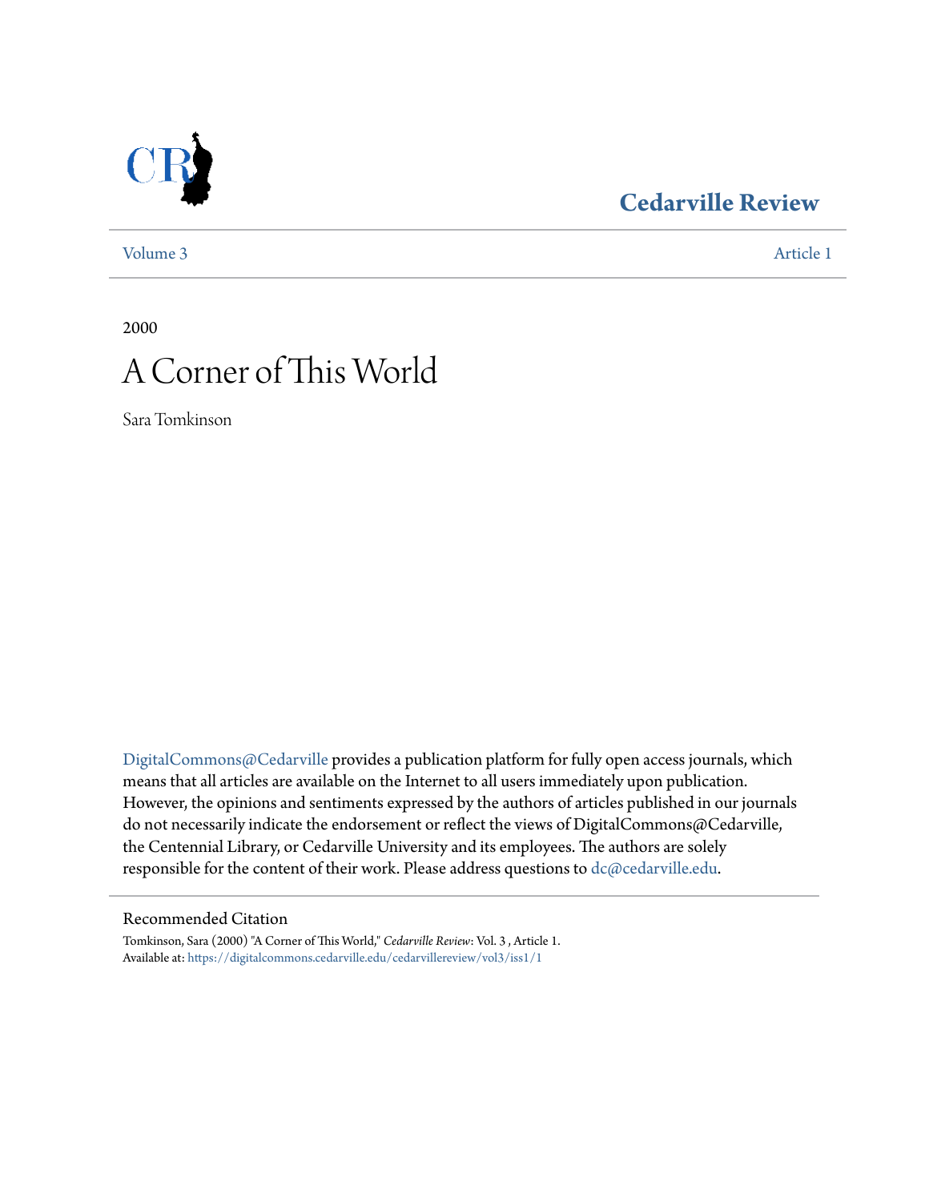# Cedarville Review

Volume 3 | Article 1

2000

# A Corner of This World

Sara Tomkinson

DigitalCommons@Cedarville provides a publication platform for fully open access journals, which means that all articles are available on the Internet to all users immediately upon publication. However, the opinions and sentiments expressed by the authors of articles published in our journals do not necessarily indicate the endorsement or reflect the views of DigitalCommons@Cedarville, the Centennial Library, or Cedarville University and its employees. The authors are solely responsible for the content of their work. Please address questions to dc@cedarville.edu.

## Recommended Citation

Tomkinson, Sara (2000) "A Corner of This World," *Cedarville Review*: Vol. 3 , Article 1.
Available at: https://digitalcommons.cedarville.edu/cedarvillereview/vol3/iss1/1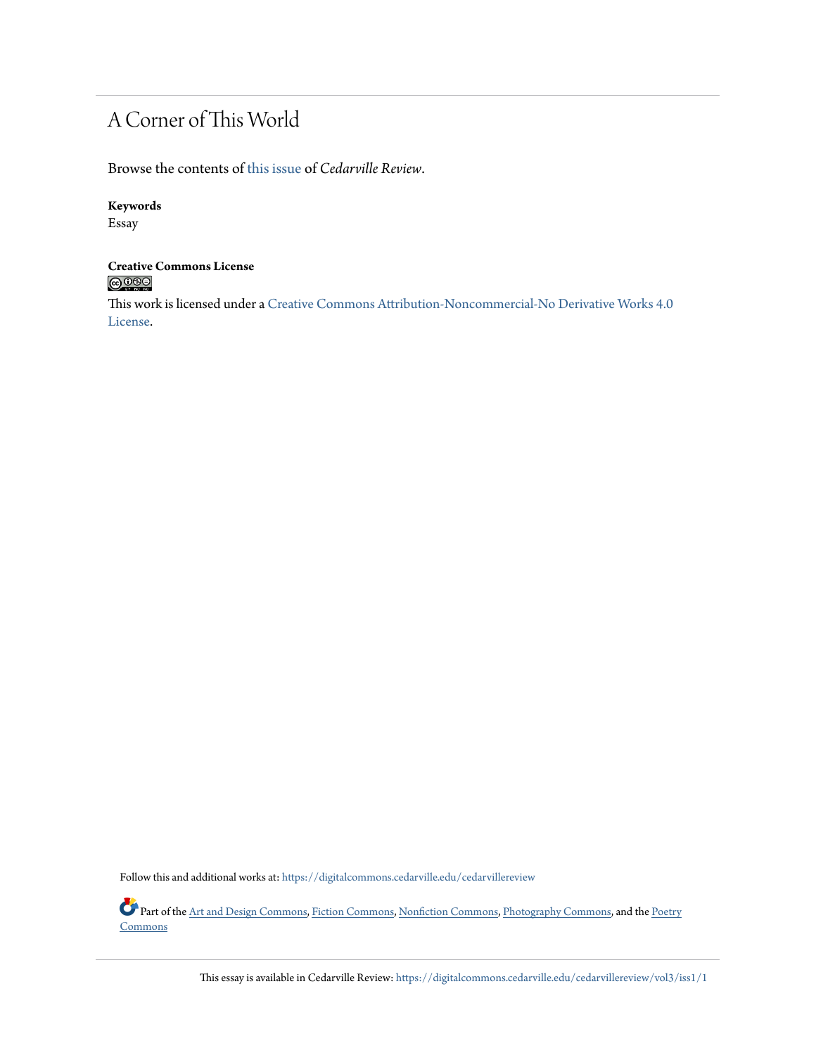# A Corner of This World

Browse the contents of this issue of *Cedarville Review*.

**Keywords**

Essay

**Creative Commons License**

This work is licensed under a Creative Commons Attribution-Noncommercial-No Derivative Works 4.0 License.

Follow this and additional works at: https://digitalcommons.cedarville.edu/cedarvillereview

Part of the Art and Design Commons, Fiction Commons, Nonfiction Commons, Photography Commons, and the Poetry Commons

This essay is available in Cedarville Review: https://digitalcommons.cedarville.edu/cedarvillereview/vol3/iss1/1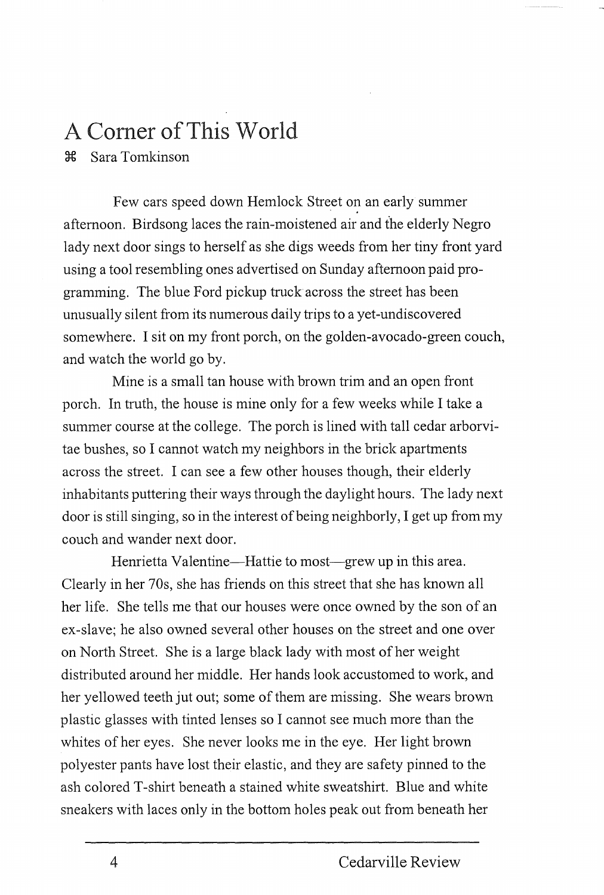# A Corner of This World

⌘ Sara Tomkinson

Few cars speed down Hemlock Street on an early summer afternoon. Birdsong laces the rain-moistened air and the elderly Negro lady next door sings to herself as she digs weeds from her tiny front yard using a tool resembling ones advertised on Sunday afternoon paid programming. The blue Ford pickup truck across the street has been unusually silent from its numerous daily trips to a yet-undiscovered somewhere. I sit on my front porch, on the golden-avocado-green couch, and watch the world go by.

Mine is a small tan house with brown trim and an open front porch. In truth, the house is mine only for a few weeks while I take a summer course at the college. The porch is lined with tall cedar arborvitae bushes, so I cannot watch my neighbors in the brick apartments across the street. I can see a few other houses though, their elderly inhabitants puttering their ways through the daylight hours. The lady next door is still singing, so in the interest of being neighborly, I get up from my couch and wander next door.

Henrietta Valentine—Hattie to most—grew up in this area. Clearly in her 70s, she has friends on this street that she has known all her life. She tells me that our houses were once owned by the son of an ex-slave; he also owned several other houses on the street and one over on North Street. She is a large black lady with most of her weight distributed around her middle. Her hands look accustomed to work, and her yellowed teeth jut out; some of them are missing. She wears brown plastic glasses with tinted lenses so I cannot see much more than the whites of her eyes. She never looks me in the eye. Her light brown polyester pants have lost their elastic, and they are safety pinned to the ash colored T-shirt beneath a stained white sweatshirt. Blue and white sneakers with laces only in the bottom holes peak out from beneath her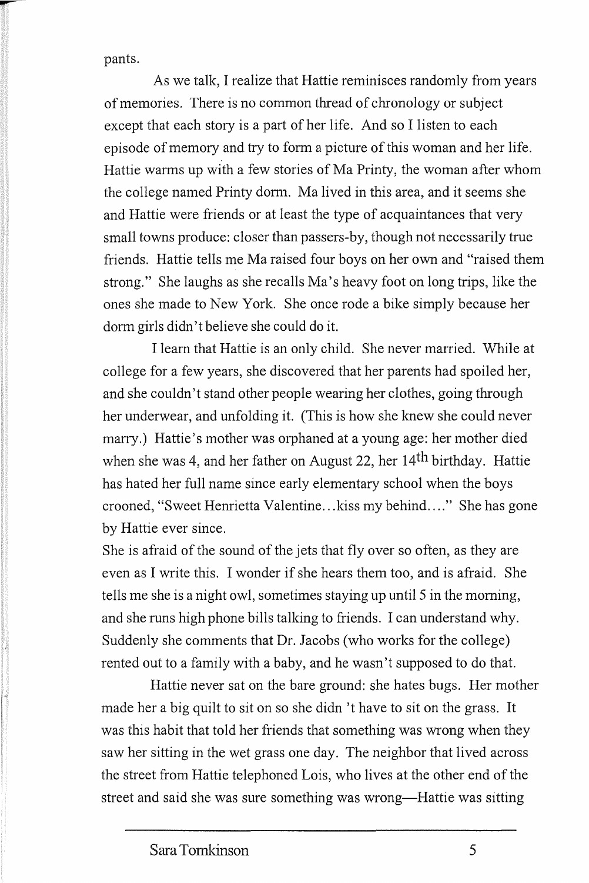pants.

As we talk, I realize that Hattie reminisces randomly from years of memories. There is no common thread of chronology or subject except that each story is a part of her life. And so I listen to each episode of memory and try to form a picture of this woman and her life. Hattie warms up with a few stories of Ma Printy, the woman after whom the college named Printy dorm. Ma lived in this area, and it seems she and Hattie were friends or at least the type of acquaintances that very small towns produce: closer than passers-by, though not necessarily true friends. Hattie tells me Ma raised four boys on her own and "raised them strong." She laughs as she recalls Ma's heavy foot on long trips, like the ones she made to New York. She once rode a bike simply because her dorm girls didn't believe she could do it.

I learn that Hattie is an only child. She never married. While at college for a few years, she discovered that her parents had spoiled her, and she couldn't stand other people wearing her clothes, going through her underwear, and unfolding it. (This is how she knew she could never marry.) Hattie's mother was orphaned at a young age: her mother died when she was 4, and her father on August 22, her 14th birthday. Hattie has hated her full name since early elementary school when the boys crooned, "Sweet Henrietta Valentine…kiss my behind…." She has gone by Hattie ever since.

She is afraid of the sound of the jets that fly over so often, as they are even as I write this. I wonder if she hears them too, and is afraid. She tells me she is a night owl, sometimes staying up until 5 in the morning, and she runs high phone bills talking to friends. I can understand why. Suddenly she comments that Dr. Jacobs (who works for the college) rented out to a family with a baby, and he wasn't supposed to do that.

Hattie never sat on the bare ground: she hates bugs. Her mother made her a big quilt to sit on so she didn't have to sit on the grass. It was this habit that told her friends that something was wrong when they saw her sitting in the wet grass one day. The neighbor that lived across the street from Hattie telephoned Lois, who lives at the other end of the street and said she was sure something was wrong—Hattie was sitting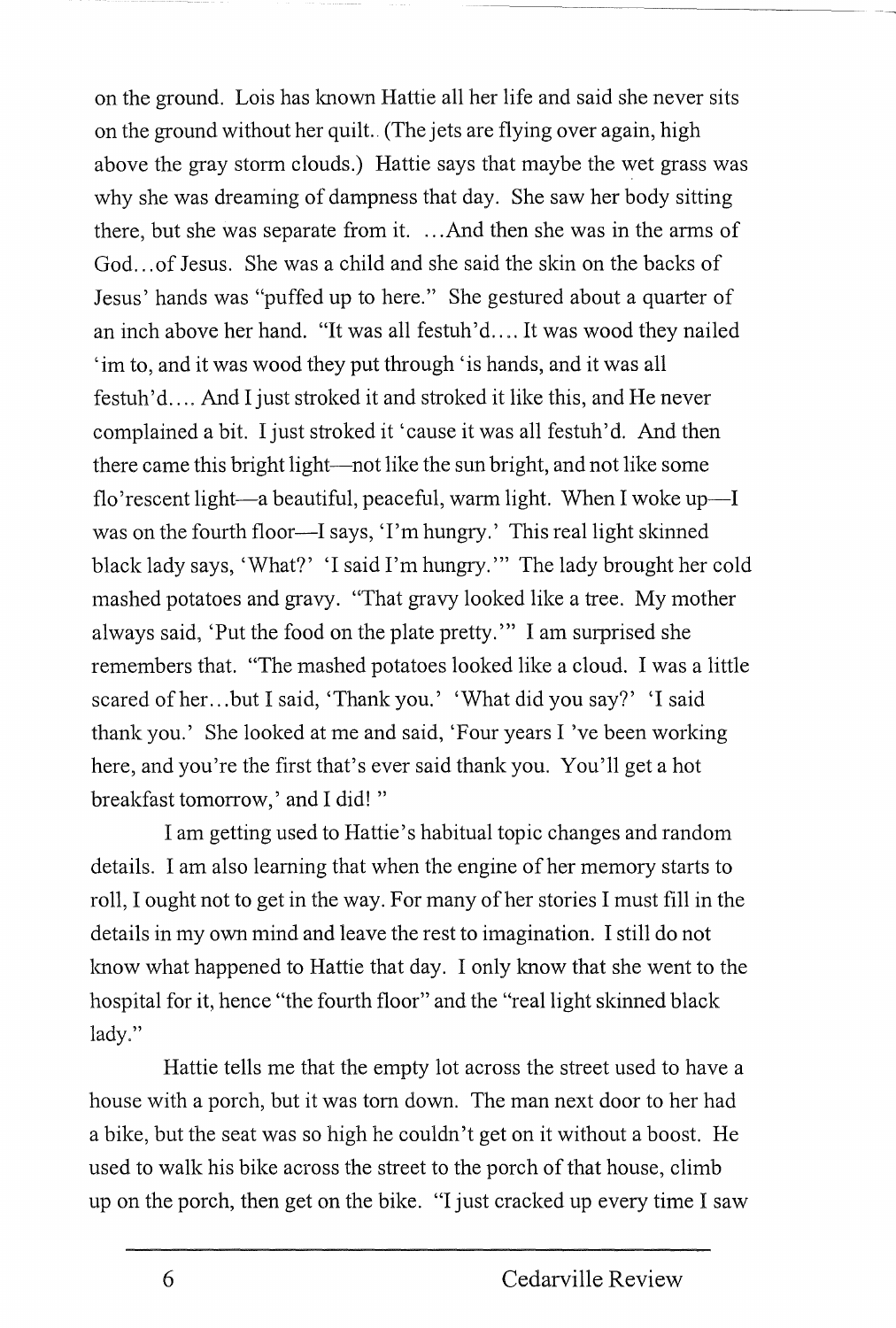on the ground. Lois has known Hattie all her life and said she never sits on the ground without her quilt. (The jets are flying over again, high above the gray storm clouds.) Hattie says that maybe the wet grass was why she was dreaming of dampness that day. She saw her body sitting there, but she was separate from it. ...And then she was in the arms of God...of Jesus. She was a child and she said the skin on the backs of Jesus' hands was "puffed up to here." She gestured about a quarter of an inch above her hand. "It was all festuh'd.... It was wood they nailed 'im to, and it was wood they put through 'is hands, and it was all festuh'd.... And I just stroked it and stroked it like this, and He never complained a bit. I just stroked it 'cause it was all festuh'd. And then there came this bright light—not like the sun bright, and not like some flo'rescent light—a beautiful, peaceful, warm light. When I woke up—I was on the fourth floor—I says, 'I'm hungry.' This real light skinned black lady says, 'What?' 'I said I'm hungry.'" The lady brought her cold mashed potatoes and gravy. "That gravy looked like a tree. My mother always said, 'Put the food on the plate pretty.'" I am surprised she remembers that. "The mashed potatoes looked like a cloud. I was a little scared of her...but I said, 'Thank you.' 'What did you say?' 'I said thank you.' She looked at me and said, 'Four years I 've been working here, and you're the first that's ever said thank you. You'll get a hot breakfast tomorrow,' and I did! "

I am getting used to Hattie's habitual topic changes and random details. I am also learning that when the engine of her memory starts to roll, I ought not to get in the way. For many of her stories I must fill in the details in my own mind and leave the rest to imagination. I still do not know what happened to Hattie that day. I only know that she went to the hospital for it, hence "the fourth floor" and the "real light skinned black lady."

Hattie tells me that the empty lot across the street used to have a house with a porch, but it was torn down. The man next door to her had a bike, but the seat was so high he couldn't get on it without a boost. He used to walk his bike across the street to the porch of that house, climb up on the porch, then get on the bike. "I just cracked up every time I saw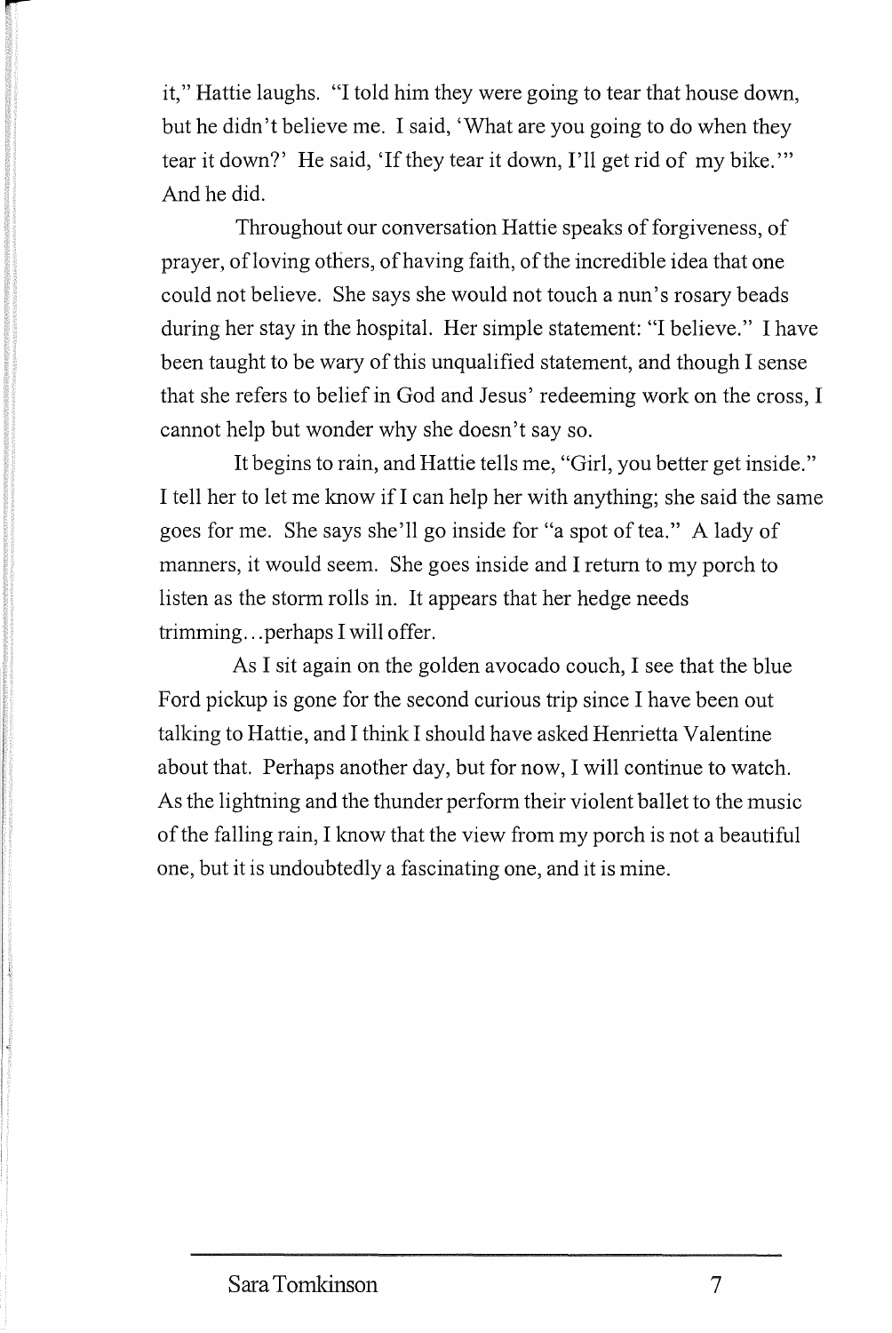it," Hattie laughs. "I told him they were going to tear that house down, but he didn't believe me. I said, 'What are you going to do when they tear it down?' He said, 'If they tear it down, I'll get rid of my bike.'" And he did.

Throughout our conversation Hattie speaks of forgiveness, of prayer, of loving others, of having faith, of the incredible idea that one could not believe. She says she would not touch a nun's rosary beads during her stay in the hospital. Her simple statement: "I believe." I have been taught to be wary of this unqualified statement, and though I sense that she refers to belief in God and Jesus' redeeming work on the cross, I cannot help but wonder why she doesn't say so.

It begins to rain, and Hattie tells me, "Girl, you better get inside." I tell her to let me know if I can help her with anything; she said the same goes for me. She says she'll go inside for "a spot of tea." A lady of manners, it would seem. She goes inside and I return to my porch to listen as the storm rolls in. It appears that her hedge needs trimming...perhaps I will offer.

As I sit again on the golden avocado couch, I see that the blue Ford pickup is gone for the second curious trip since I have been out talking to Hattie, and I think I should have asked Henrietta Valentine about that. Perhaps another day, but for now, I will continue to watch. As the lightning and the thunder perform their violent ballet to the music of the falling rain, I know that the view from my porch is not a beautiful one, but it is undoubtedly a fascinating one, and it is mine.